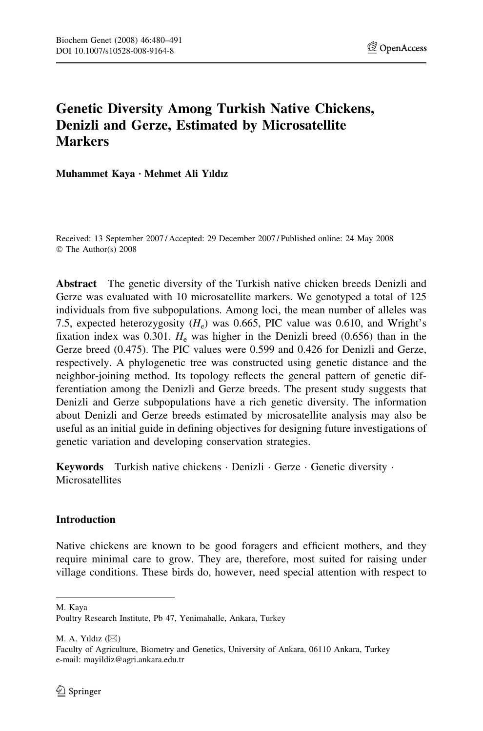# Genetic Diversity Among Turkish Native Chickens, Denizli and Gerze, Estimated by Microsatellite Markers

**Muhammet Kaya · Mehmet Ali Yıldız**

Received: 13 September 2007 / Accepted: 29 December 2007 / Published online: 24 May 2008
© The Author(s) 2008

**Abstract** The genetic diversity of the Turkish native chicken breeds Denizli and Gerze was evaluated with 10 microsatellite markers. We genotyped a total of 125 individuals from five subpopulations. Among loci, the mean number of alleles was 7.5, expected heterozygosity ($H_e$) was 0.665, PIC value was 0.610, and Wright's fixation index was 0.301. $H_e$ was higher in the Denizli breed (0.656) than in the Gerze breed (0.475). The PIC values were 0.599 and 0.426 for Denizli and Gerze, respectively. A phylogenetic tree was constructed using genetic distance and the neighbor-joining method. Its topology reflects the general pattern of genetic differentiation among the Denizli and Gerze breeds. The present study suggests that Denizli and Gerze subpopulations have a rich genetic diversity. The information about Denizli and Gerze breeds estimated by microsatellite analysis may also be useful as an initial guide in defining objectives for designing future investigations of genetic variation and developing conservation strategies.

**Keywords** Turkish native chickens · Denizli · Gerze · Genetic diversity · Microsatellites

## Introduction

Native chickens are known to be good foragers and efficient mothers, and they require minimal care to grow. They are, therefore, most suited for raising under village conditions. These birds do, however, need special attention with respect to

M. Kaya
Poultry Research Institute, Pb 47, Yenimahalle, Ankara, Turkey

M. A. Yıldız (✉)
Faculty of Agriculture, Biometry and Genetics, University of Ankara, 06110 Ankara, Turkey
e-mail: mayildiz@agri.ankara.edu.tr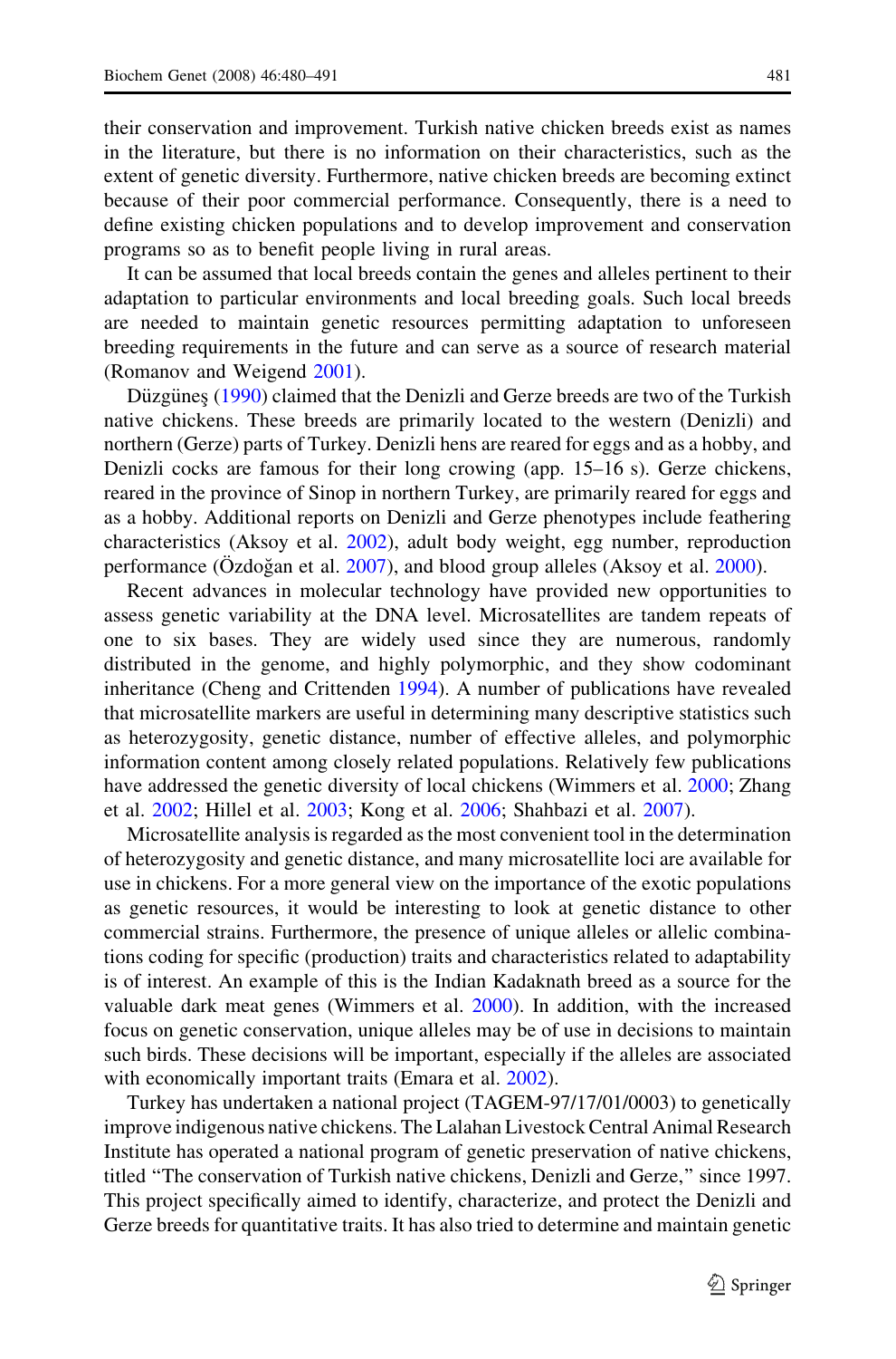their conservation and improvement. Turkish native chicken breeds exist as names in the literature, but there is no information on their characteristics, such as the extent of genetic diversity. Furthermore, native chicken breeds are becoming extinct because of their poor commercial performance. Consequently, there is a need to define existing chicken populations and to develop improvement and conservation programs so as to benefit people living in rural areas.

It can be assumed that local breeds contain the genes and alleles pertinent to their adaptation to particular environments and local breeding goals. Such local breeds are needed to maintain genetic resources permitting adaptation to unforeseen breeding requirements in the future and can serve as a source of research material (Romanov and Weigend 2001).

Düzgüneş (1990) claimed that the Denizli and Gerze breeds are two of the Turkish native chickens. These breeds are primarily located to the western (Denizli) and northern (Gerze) parts of Turkey. Denizli hens are reared for eggs and as a hobby, and Denizli cocks are famous for their long crowing (app. 15–16 s). Gerze chickens, reared in the province of Sinop in northern Turkey, are primarily reared for eggs and as a hobby. Additional reports on Denizli and Gerze phenotypes include feathering characteristics (Aksoy et al. 2002), adult body weight, egg number, reproduction performance (Özdoğan et al. 2007), and blood group alleles (Aksoy et al. 2000).

Recent advances in molecular technology have provided new opportunities to assess genetic variability at the DNA level. Microsatellites are tandem repeats of one to six bases. They are widely used since they are numerous, randomly distributed in the genome, and highly polymorphic, and they show codominant inheritance (Cheng and Crittenden 1994). A number of publications have revealed that microsatellite markers are useful in determining many descriptive statistics such as heterozygosity, genetic distance, number of effective alleles, and polymorphic information content among closely related populations. Relatively few publications have addressed the genetic diversity of local chickens (Wimmers et al. 2000; Zhang et al. 2002; Hillel et al. 2003; Kong et al. 2006; Shahbazi et al. 2007).

Microsatellite analysis is regarded as the most convenient tool in the determination of heterozygosity and genetic distance, and many microsatellite loci are available for use in chickens. For a more general view on the importance of the exotic populations as genetic resources, it would be interesting to look at genetic distance to other commercial strains. Furthermore, the presence of unique alleles or allelic combinations coding for specific (production) traits and characteristics related to adaptability is of interest. An example of this is the Indian Kadaknath breed as a source for the valuable dark meat genes (Wimmers et al. 2000). In addition, with the increased focus on genetic conservation, unique alleles may be of use in decisions to maintain such birds. These decisions will be important, especially if the alleles are associated with economically important traits (Emara et al. 2002).

Turkey has undertaken a national project (TAGEM-97/17/01/0003) to genetically improve indigenous native chickens. The Lalahan Livestock Central Animal Research Institute has operated a national program of genetic preservation of native chickens, titled "The conservation of Turkish native chickens, Denizli and Gerze," since 1997. This project specifically aimed to identify, characterize, and protect the Denizli and Gerze breeds for quantitative traits. It has also tried to determine and maintain genetic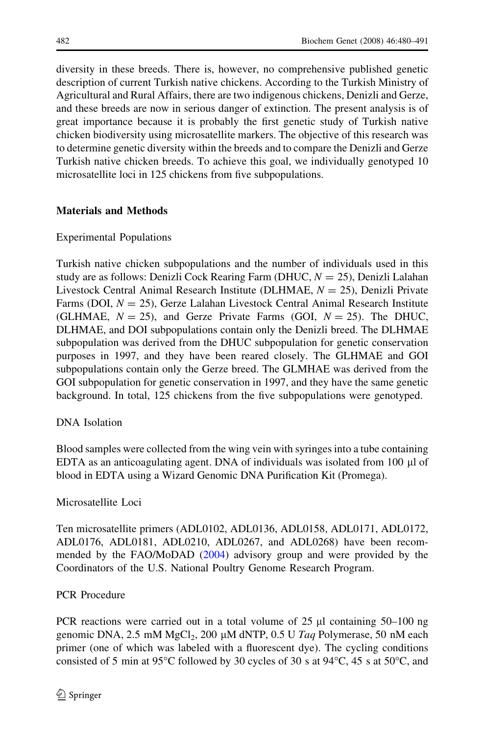diversity in these breeds. There is, however, no comprehensive published genetic description of current Turkish native chickens. According to the Turkish Ministry of Agricultural and Rural Affairs, there are two indigenous chickens, Denizli and Gerze, and these breeds are now in serious danger of extinction. The present analysis is of great importance because it is probably the first genetic study of Turkish native chicken biodiversity using microsatellite markers. The objective of this research was to determine genetic diversity within the breeds and to compare the Denizli and Gerze Turkish native chicken breeds. To achieve this goal, we individually genotyped 10 microsatellite loci in 125 chickens from five subpopulations.

## Materials and Methods

### Experimental Populations

Turkish native chicken subpopulations and the number of individuals used in this study are as follows: Denizli Cock Rearing Farm (DHUC, $N = 25$), Denizli Lalahan Livestock Central Animal Research Institute (DLHMAE, $N = 25$), Denizli Private Farms (DOI, $N = 25$), Gerze Lalahan Livestock Central Animal Research Institute (GLHMAE, $N = 25$), and Gerze Private Farms (GOI, $N = 25$). The DHUC, DLHMAE, and DOI subpopulations contain only the Denizli breed. The DLHMAE subpopulation was derived from the DHUC subpopulation for genetic conservation purposes in 1997, and they have been reared closely. The GLHMAE and GOI subpopulations contain only the Gerze breed. The GLMHAE was derived from the GOI subpopulation for genetic conservation in 1997, and they have the same genetic background. In total, 125 chickens from the five subpopulations were genotyped.

### DNA Isolation

Blood samples were collected from the wing vein with syringes into a tube containing EDTA as an anticoagulating agent. DNA of individuals was isolated from 100 μl of blood in EDTA using a Wizard Genomic DNA Purification Kit (Promega).

### Microsatellite Loci

Ten microsatellite primers (ADL0102, ADL0136, ADL0158, ADL0171, ADL0172, ADL0176, ADL0181, ADL0210, ADL0267, and ADL0268) have been recommended by the FAO/MoDAD (2004) advisory group and were provided by the Coordinators of the U.S. National Poultry Genome Research Program.

### PCR Procedure

PCR reactions were carried out in a total volume of 25 μl containing 50–100 ng genomic DNA, 2.5 mM $MgCl_2$, 200 μM dNTP, 0.5 U *Taq* Polymerase, 50 nM each primer (one of which was labeled with a fluorescent dye). The cycling conditions consisted of 5 min at 95°C followed by 30 cycles of 30 s at 94°C, 45 s at 50°C, and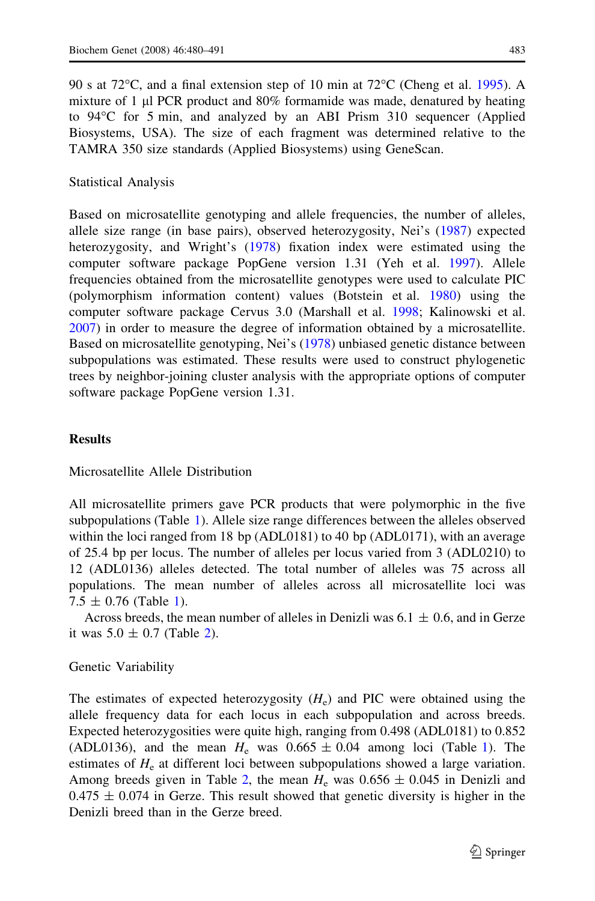90 s at 72°C, and a final extension step of 10 min at 72°C (Cheng et al. 1995). A mixture of 1 μl PCR product and 80% formamide was made, denatured by heating to 94°C for 5 min, and analyzed by an ABI Prism 310 sequencer (Applied Biosystems, USA). The size of each fragment was determined relative to the TAMRA 350 size standards (Applied Biosystems) using GeneScan.

### Statistical Analysis

Based on microsatellite genotyping and allele frequencies, the number of alleles, allele size range (in base pairs), observed heterozygosity, Nei's (1987) expected heterozygosity, and Wright's (1978) fixation index were estimated using the computer software package PopGene version 1.31 (Yeh et al. 1997). Allele frequencies obtained from the microsatellite genotypes were used to calculate PIC (polymorphism information content) values (Botstein et al. 1980) using the computer software package Cervus 3.0 (Marshall et al. 1998; Kalinowski et al. 2007) in order to measure the degree of information obtained by a microsatellite. Based on microsatellite genotyping, Nei's (1978) unbiased genetic distance between subpopulations was estimated. These results were used to construct phylogenetic trees by neighbor-joining cluster analysis with the appropriate options of computer software package PopGene version 1.31.

## Results

### Microsatellite Allele Distribution

All microsatellite primers gave PCR products that were polymorphic in the five subpopulations (Table 1). Allele size range differences between the alleles observed within the loci ranged from 18 bp (ADL0181) to 40 bp (ADL0171), with an average of 25.4 bp per locus. The number of alleles per locus varied from 3 (ADL0210) to 12 (ADL0136) alleles detected. The total number of alleles was 75 across all populations. The mean number of alleles across all microsatellite loci was $7.5 \pm 0.76$ (Table 1).

Across breeds, the mean number of alleles in Denizli was $6.1 \pm 0.6$, and in Gerze it was $5.0 \pm 0.7$ (Table 2).

### Genetic Variability

The estimates of expected heterozygosity ($H_e$) and PIC were obtained using the allele frequency data for each locus in each subpopulation and across breeds. Expected heterozygosities were quite high, ranging from 0.498 (ADL0181) to 0.852 (ADL0136), and the mean $H_e$ was $0.665 \pm 0.04$ among loci (Table 1). The estimates of $H_e$ at different loci between subpopulations showed a large variation. Among breeds given in Table 2, the mean $H_e$ was $0.656 \pm 0.045$ in Denizli and $0.475 \pm 0.074$ in Gerze. This result showed that genetic diversity is higher in the Denizli breed than in the Gerze breed.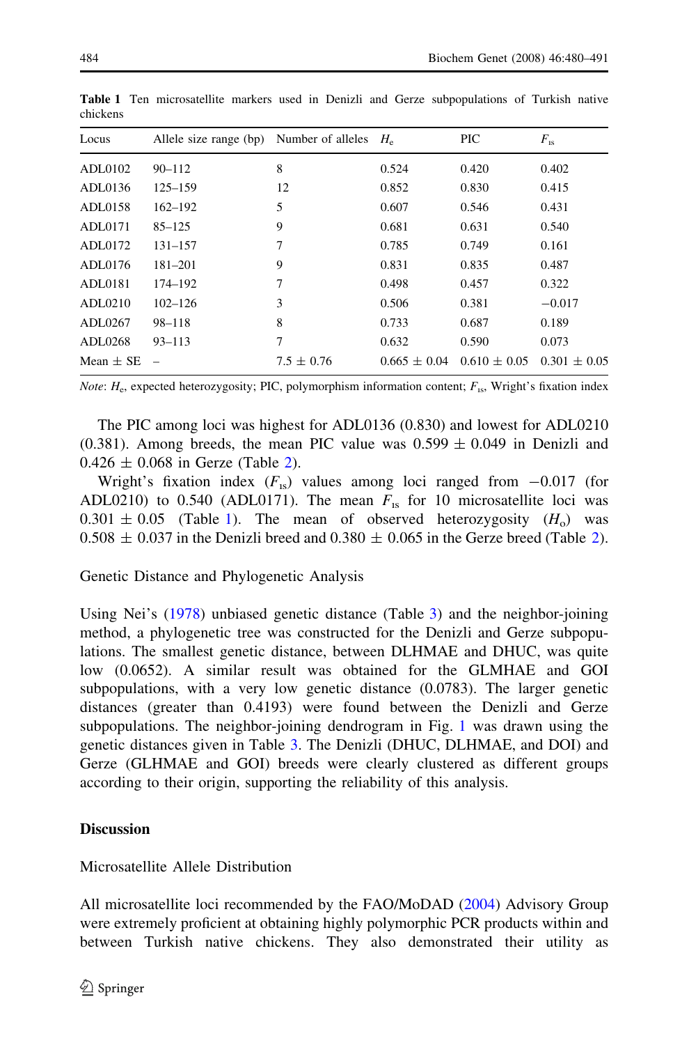**Table 1** Ten microsatellite markers used in Denizli and Gerze subpopulations of Turkish native chickens

| Locus | Allele size range (bp) | Number of alleles | $H_e$ | PIC | $F_{IS}$ |
|---|---|---|---|---|---|
| ADL0102 | 90–112 | 8 | 0.524 | 0.420 | 0.402 |
| ADL0136 | 125–159 | 12 | 0.852 | 0.830 | 0.415 |
| ADL0158 | 162–192 | 5 | 0.607 | 0.546 | 0.431 |
| ADL0171 | 85–125 | 9 | 0.681 | 0.631 | 0.540 |
| ADL0172 | 131–157 | 7 | 0.785 | 0.749 | 0.161 |
| ADL0176 | 181–201 | 9 | 0.831 | 0.835 | 0.487 |
| ADL0181 | 174–192 | 7 | 0.498 | 0.457 | 0.322 |
| ADL0210 | 102–126 | 3 | 0.506 | 0.381 | −0.017 |
| ADL0267 | 98–118 | 8 | 0.733 | 0.687 | 0.189 |
| ADL0268 | 93–113 | 7 | 0.632 | 0.590 | 0.073 |
| Mean ± SE | – | 7.5 ± 0.76 | 0.665 ± 0.04 | 0.610 ± 0.05 | 0.301 ± 0.05 |

*Note*: $H_e$, expected heterozygosity; PIC, polymorphism information content; $F_{IS}$, Wright's fixation index

The PIC among loci was highest for ADL0136 (0.830) and lowest for ADL0210 (0.381). Among breeds, the mean PIC value was 0.599 ± 0.049 in Denizli and 0.426 ± 0.068 in Gerze (Table 2).

Wright's fixation index ($F_{IS}$) values among loci ranged from −0.017 (for ADL0210) to 0.540 (ADL0171). The mean $F_{IS}$ for 10 microsatellite loci was 0.301 ± 0.05 (Table 1). The mean of observed heterozygosity ($H_o$) was 0.508 ± 0.037 in the Denizli breed and 0.380 ± 0.065 in the Gerze breed (Table 2).

### Genetic Distance and Phylogenetic Analysis

Using Nei's (1978) unbiased genetic distance (Table 3) and the neighbor-joining method, a phylogenetic tree was constructed for the Denizli and Gerze subpopulations. The smallest genetic distance, between DLHMAE and DHUC, was quite low (0.0652). A similar result was obtained for the GLMHAE and GOI subpopulations, with a very low genetic distance (0.0783). The larger genetic distances (greater than 0.4193) were found between the Denizli and Gerze subpopulations. The neighbor-joining dendrogram in Fig. 1 was drawn using the genetic distances given in Table 3. The Denizli (DHUC, DLHMAE, and DOI) and Gerze (GLHMAE and GOI) breeds were clearly clustered as different groups according to their origin, supporting the reliability of this analysis.

## Discussion

### Microsatellite Allele Distribution

All microsatellite loci recommended by the FAO/MoDAD (2004) Advisory Group were extremely proficient at obtaining highly polymorphic PCR products within and between Turkish native chickens. They also demonstrated their utility as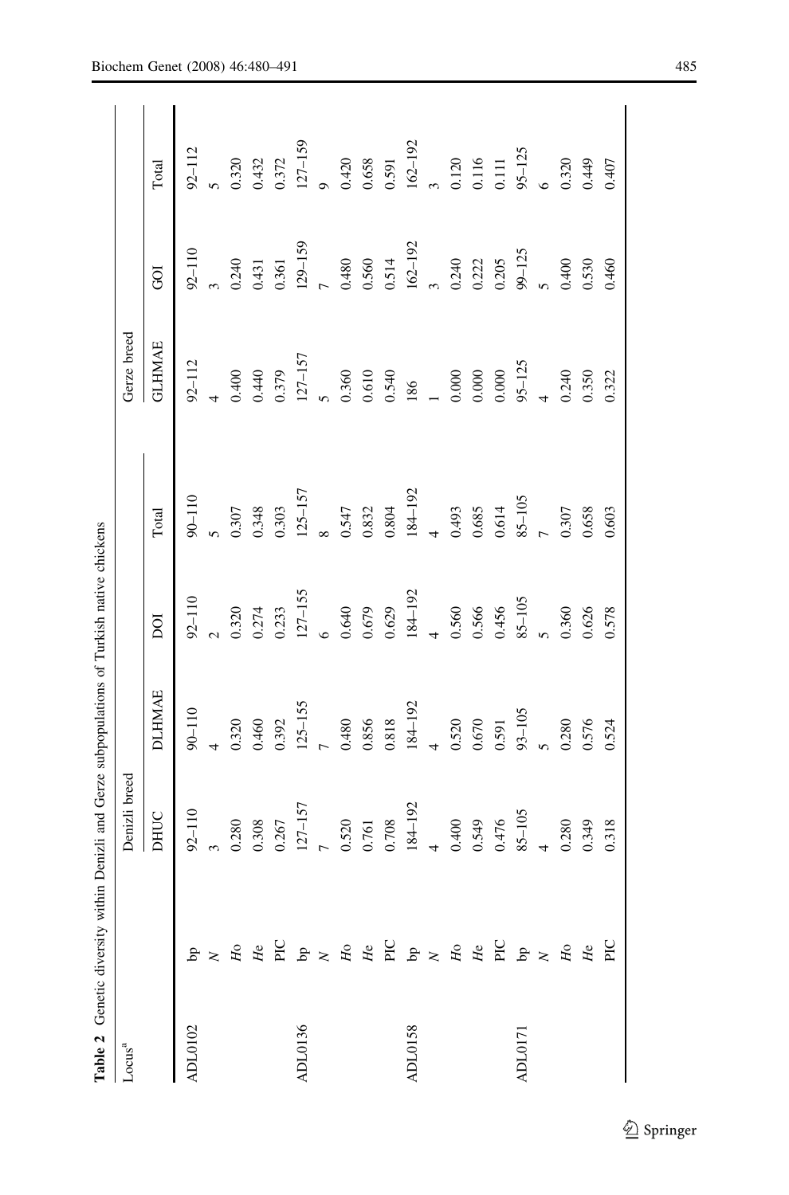**Table 2** Genetic diversity within Denizli and Gerze subpopulations of Turkish native chickens

| Locus[a] | | Denizli breed | | | | Gerze breed | | |
|---|---|---|---|---|---|---|---|---|
| | | DHUC | DLHMAE | DOI | Total | GLHMAE | GOI | Total |
| ADL0102 | bp | 92–110 | 90–110 | 92–110 | 90–110 | 92–112 | 92–110 | 92–112 |
| | *N* | 3 | 4 | 2 | 5 | 4 | 3 | 5 |
| | *Ho* | 0.280 | 0.320 | 0.320 | 0.307 | 0.400 | 0.240 | 0.320 |
| | *He* | 0.308 | 0.460 | 0.274 | 0.348 | 0.440 | 0.431 | 0.432 |
| | PIC | 0.267 | 0.392 | 0.233 | 0.303 | 0.379 | 0.361 | 0.372 |
| ADL0136 | bp | 127–157 | 125–155 | 127–155 | 125–157 | 127–157 | 129–159 | 127–159 |
| | *N* | 7 | 7 | 6 | 8 | 5 | 7 | 9 |
| | *Ho* | 0.520 | 0.480 | 0.640 | 0.547 | 0.360 | 0.480 | 0.420 |
| | *He* | 0.761 | 0.856 | 0.679 | 0.832 | 0.610 | 0.560 | 0.658 |
| | PIC | 0.708 | 0.818 | 0.629 | 0.804 | 0.540 | 0.514 | 0.591 |
| ADL0158 | bp | 184–192 | 184–192 | 184–192 | 184–192 | 186 | 162–192 | 162–192 |
| | *N* | 4 | 4 | 4 | 4 | 1 | 3 | 3 |
| | *Ho* | 0.400 | 0.520 | 0.560 | 0.493 | 0.000 | 0.240 | 0.120 |
| | *He* | 0.549 | 0.670 | 0.566 | 0.685 | 0.000 | 0.222 | 0.116 |
| | PIC | 0.476 | 0.591 | 0.456 | 0.614 | 0.000 | 0.205 | 0.111 |
| ADL0171 | bp | 85–105 | 93–105 | 85–105 | 85–105 | 95–125 | 99–125 | 95–125 |
| | *N* | 4 | 5 | 5 | 7 | 4 | 5 | 6 |
| | *Ho* | 0.280 | 0.280 | 0.360 | 0.307 | 0.240 | 0.400 | 0.320 |
| | *He* | 0.349 | 0.576 | 0.626 | 0.658 | 0.350 | 0.530 | 0.449 |
| | PIC | 0.318 | 0.524 | 0.578 | 0.603 | 0.322 | 0.460 | 0.407 |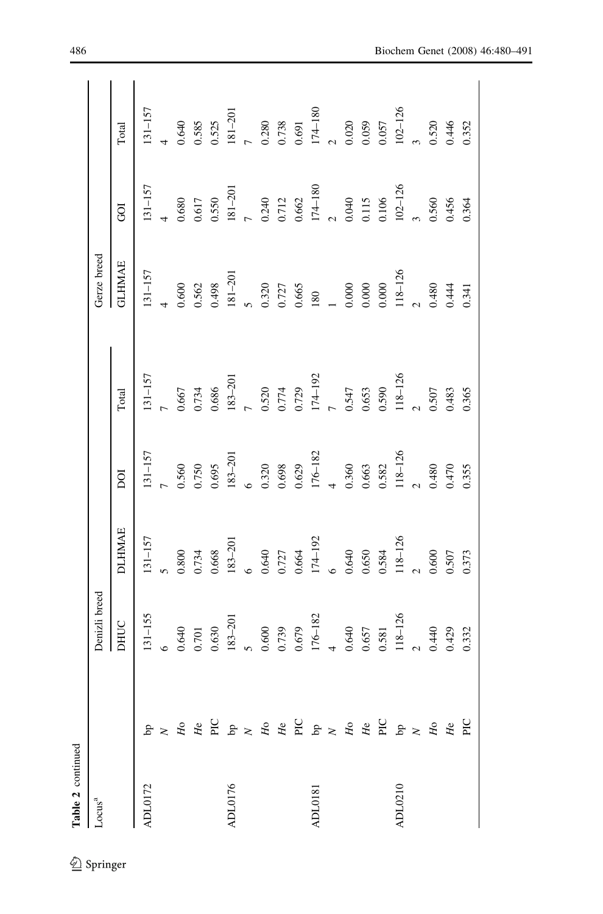**Table 2** continued

| Locus[a] | | Denizli breed | | | | Gerze breed | | |
|---|---|---|---|---|---|---|---|---|
| | | DHUC | DLHMAE | DOI | Total | GLHMAE | GOI | Total |
| ADL0172 | bp | 131–155 | 131–157 | 131–157 | 131–157 | 131–157 | 131–157 | 131–157 |
| | *N* | 6 | 5 | 7 | 7 | 4 | 4 | 4 |
| | *Ho* | 0.640 | 0.800 | 0.560 | 0.667 | 0.600 | 0.680 | 0.640 |
| | *He* | 0.701 | 0.734 | 0.750 | 0.734 | 0.562 | 0.617 | 0.585 |
| | PIC | 0.630 | 0.668 | 0.695 | 0.686 | 0.498 | 0.550 | 0.525 |
| ADL0176 | bp | 183–201 | 183–201 | 183–201 | 183–201 | 181–201 | 181–201 | 181–201 |
| | *N* | 5 | 6 | 6 | 7 | 5 | 7 | 7 |
| | *Ho* | 0.600 | 0.640 | 0.320 | 0.520 | 0.320 | 0.240 | 0.280 |
| | *He* | 0.739 | 0.727 | 0.698 | 0.774 | 0.727 | 0.712 | 0.738 |
| | PIC | 0.679 | 0.664 | 0.629 | 0.729 | 0.665 | 0.662 | 0.691 |
| ADL0181 | bp | 176–182 | 174–192 | 176–182 | 174–192 | 180 | 174–180 | 174–180 |
| | *N* | 4 | 6 | 4 | 7 | 1 | 2 | 2 |
| | *Ho* | 0.640 | 0.640 | 0.360 | 0.547 | 0.000 | 0.040 | 0.020 |
| | *He* | 0.657 | 0.650 | 0.663 | 0.653 | 0.000 | 0.115 | 0.059 |
| | PIC | 0.581 | 0.584 | 0.582 | 0.590 | 0.000 | 0.106 | 0.057 |
| ADL0210 | bp | 118–126 | 118–126 | 118–126 | 118–126 | 118–126 | 102–126 | 102–126 |
| | *N* | 2 | 2 | 2 | 2 | 2 | 3 | 3 |
| | *Ho* | 0.440 | 0.600 | 0.480 | 0.507 | 0.480 | 0.560 | 0.520 |
| | *He* | 0.429 | 0.507 | 0.470 | 0.483 | 0.444 | 0.456 | 0.446 |
| | PIC | 0.332 | 0.373 | 0.355 | 0.365 | 0.341 | 0.364 | 0.352 |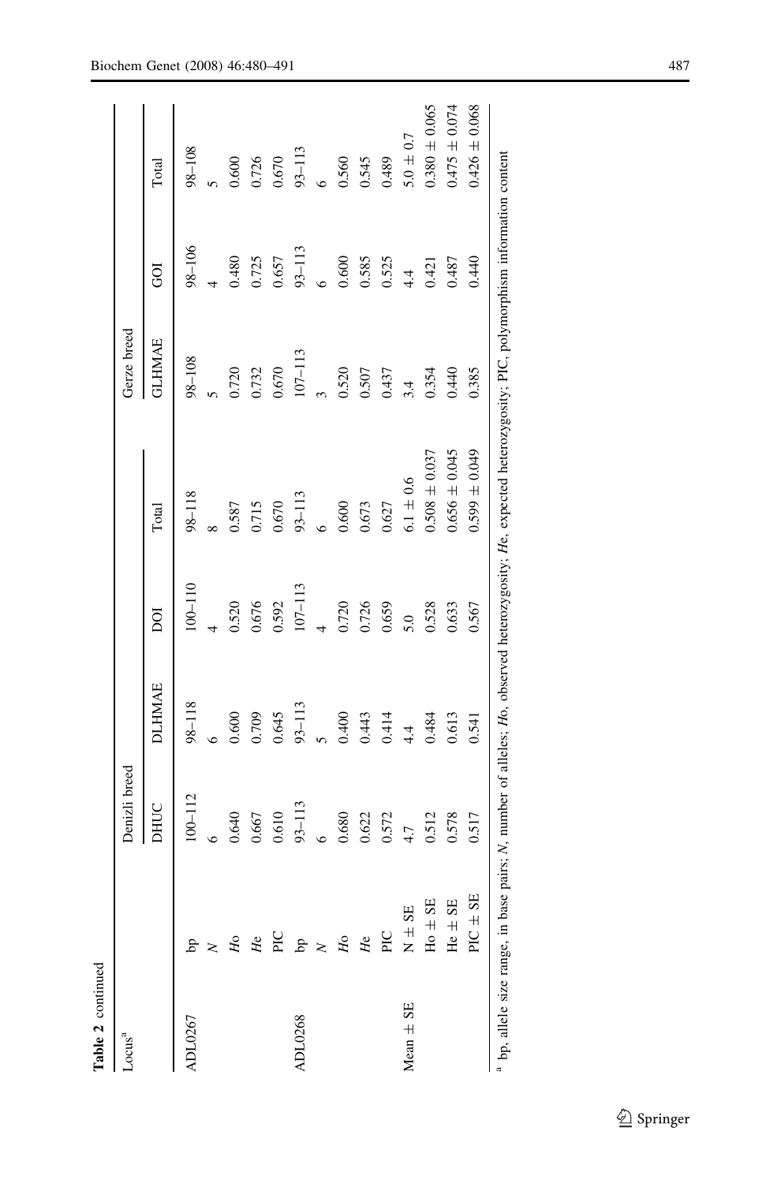**Table 2** continued

| Locus[a] | | Denizli breed | | | | Gerze breed | | |
|---|---|---|---|---|---|---|---|---|
| | | DHUC | DLHMAE | DOI | Total | GLHMAE | GOI | Total |
| ADL0267 | bp | 100–112 | 98–118 | 100–110 | 98–118 | 98–108 | 98–106 | 98–108 |
| | *N* | 6 | 6 | 4 | 8 | 5 | 4 | 5 |
| | *Ho* | 0.640 | 0.600 | 0.520 | 0.587 | 0.720 | 0.480 | 0.600 |
| | *He* | 0.667 | 0.709 | 0.676 | 0.715 | 0.732 | 0.725 | 0.726 |
| | PIC | 0.610 | 0.645 | 0.592 | 0.670 | 0.670 | 0.657 | 0.670 |
| ADL0268 | bp | 93–113 | 93–113 | 107–113 | 93–113 | 107–113 | 93–113 | 93–113 |
| | *N* | 6 | 5 | 4 | 6 | 3 | 6 | 6 |
| | *Ho* | 0.680 | 0.400 | 0.720 | 0.600 | 0.520 | 0.600 | 0.560 |
| | *He* | 0.622 | 0.443 | 0.726 | 0.673 | 0.507 | 0.585 | 0.545 |
| | PIC | 0.572 | 0.414 | 0.659 | 0.627 | 0.437 | 0.525 | 0.489 |
| Mean ± SE | N ± SE | 4.7 | 4.4 | 5.0 | 6.1 ± 0.6 | 3.4 | 4.4 | 5.0 ± 0.7 |
| | Ho ± SE | 0.512 | 0.484 | 0.528 | 0.508 ± 0.037 | 0.354 | 0.421 | 0.380 ± 0.065 |
| | He ± SE | 0.578 | 0.613 | 0.633 | 0.656 ± 0.045 | 0.440 | 0.487 | 0.475 ± 0.074 |
| | PIC ± SE | 0.517 | 0.541 | 0.567 | 0.599 ± 0.049 | 0.385 | 0.440 | 0.426 ± 0.068 |

[a] bp, allele size range, in base pairs; *N*, number of alleles; *Ho*, observed heterozygosity; *He*, expected heterozygosity; PIC, polymorphism information content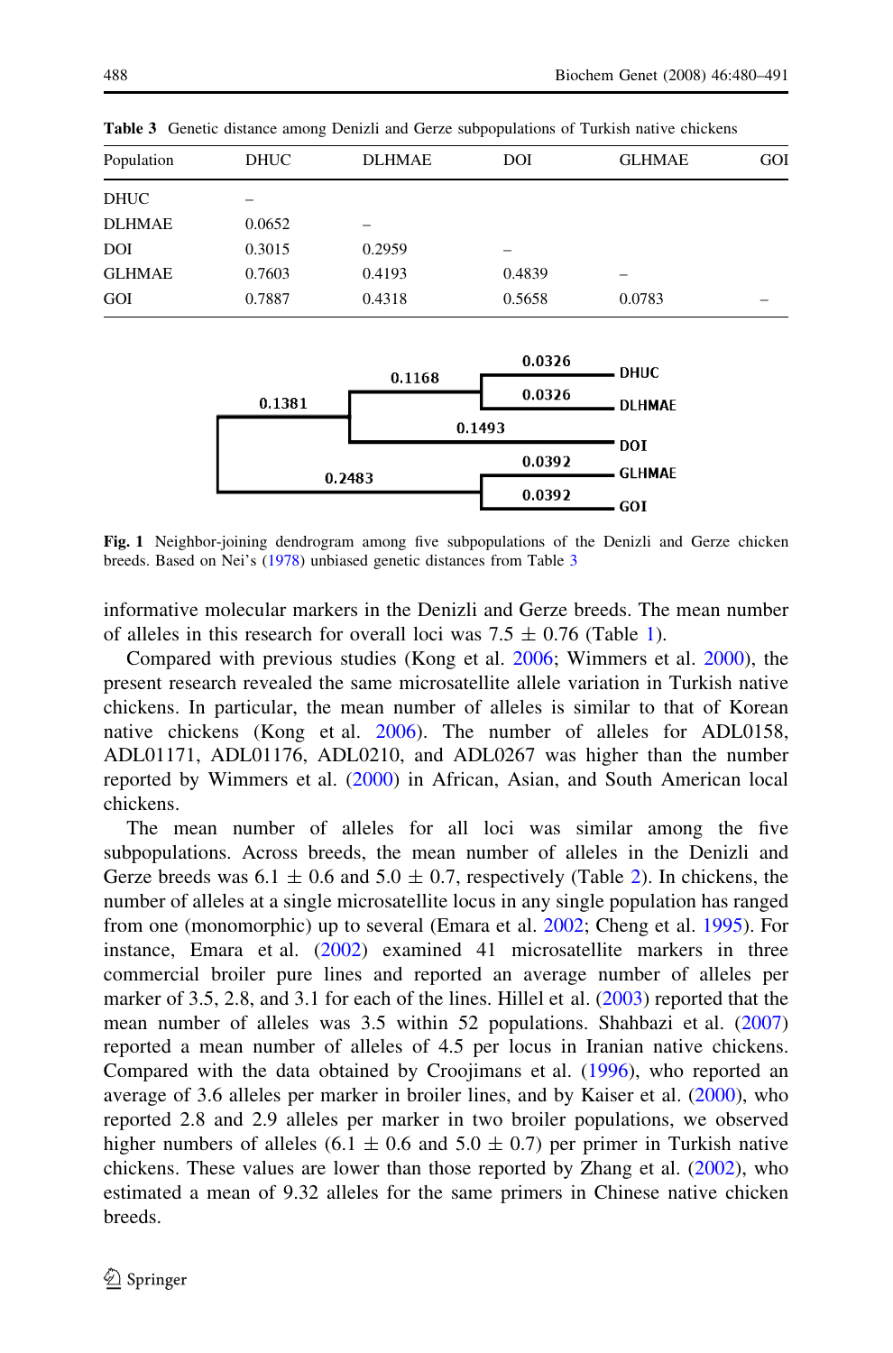**Table 3** Genetic distance among Denizli and Gerze subpopulations of Turkish native chickens

| Population | DHUC | DLHMAE | DOI | GLHMAE | GOI |
|---|---|---|---|---|---|
| DHUC | – | | | | |
| DLHMAE | 0.0652 | – | | | |
| DOI | 0.3015 | 0.2959 | – | | |
| GLHMAE | 0.7603 | 0.4193 | 0.4839 | – | |
| GOI | 0.7887 | 0.4318 | 0.5658 | 0.0783 | – |

**Fig. 1** Neighbor-joining dendrogram among five subpopulations of the Denizli and Gerze chicken breeds. Based on Nei's (1978) unbiased genetic distances from Table 3

informative molecular markers in the Denizli and Gerze breeds. The mean number of alleles in this research for overall loci was 7.5 ± 0.76 (Table 1).

Compared with previous studies (Kong et al. 2006; Wimmers et al. 2000), the present research revealed the same microsatellite allele variation in Turkish native chickens. In particular, the mean number of alleles is similar to that of Korean native chickens (Kong et al. 2006). The number of alleles for ADL0158, ADL01171, ADL01176, ADL0210, and ADL0267 was higher than the number reported by Wimmers et al. (2000) in African, Asian, and South American local chickens.

The mean number of alleles for all loci was similar among the five subpopulations. Across breeds, the mean number of alleles in the Denizli and Gerze breeds was 6.1 ± 0.6 and 5.0 ± 0.7, respectively (Table 2). In chickens, the number of alleles at a single microsatellite locus in any single population has ranged from one (monomorphic) up to several (Emara et al. 2002; Cheng et al. 1995). For instance, Emara et al. (2002) examined 41 microsatellite markers in three commercial broiler pure lines and reported an average number of alleles per marker of 3.5, 2.8, and 3.1 for each of the lines. Hillel et al. (2003) reported that the mean number of alleles was 3.5 within 52 populations. Shahbazi et al. (2007) reported a mean number of alleles of 4.5 per locus in Iranian native chickens. Compared with the data obtained by Croojimans et al. (1996), who reported an average of 3.6 alleles per marker in broiler lines, and by Kaiser et al. (2000), who reported 2.8 and 2.9 alleles per marker in two broiler populations, we observed higher numbers of alleles (6.1 ± 0.6 and 5.0 ± 0.7) per primer in Turkish native chickens. These values are lower than those reported by Zhang et al. (2002), who estimated a mean of 9.32 alleles for the same primers in Chinese native chicken breeds.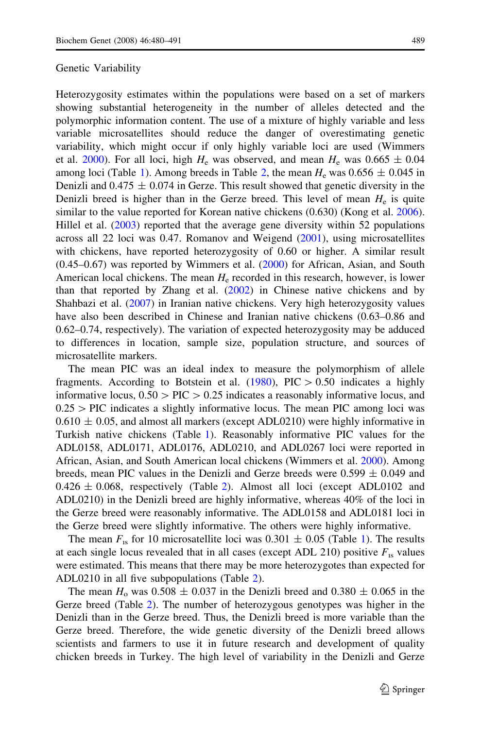Genetic Variability

Heterozygosity estimates within the populations were based on a set of markers showing substantial heterogeneity in the number of alleles detected and the polymorphic information content. The use of a mixture of highly variable and less variable microsatellites should reduce the danger of overestimating genetic variability, which might occur if only highly variable loci are used (Wimmers et al. 2000). For all loci, high $H_e$ was observed, and mean $H_e$ was $0.665 \pm 0.04$ among loci (Table 1). Among breeds in Table 2, the mean $H_e$ was $0.656 \pm 0.045$ in Denizli and $0.475 \pm 0.074$ in Gerze. This result showed that genetic diversity in the Denizli breed is higher than in the Gerze breed. This level of mean $H_e$ is quite similar to the value reported for Korean native chickens (0.630) (Kong et al. 2006). Hillel et al. (2003) reported that the average gene diversity within 52 populations across all 22 loci was 0.47. Romanov and Weigend (2001), using microsatellites with chickens, have reported heterozygosity of 0.60 or higher. A similar result (0.45–0.67) was reported by Wimmers et al. (2000) for African, Asian, and South American local chickens. The mean $H_e$ recorded in this research, however, is lower than that reported by Zhang et al. (2002) in Chinese native chickens and by Shahbazi et al. (2007) in Iranian native chickens. Very high heterozygosity values have also been described in Chinese and Iranian native chickens (0.63–0.86 and 0.62–0.74, respectively). The variation of expected heterozygosity may be adduced to differences in location, sample size, population structure, and sources of microsatellite markers.

The mean PIC was an ideal index to measure the polymorphism of allele fragments. According to Botstein et al. (1980), PIC $> 0.50$ indicates a highly informative locus, $0.50 >$ PIC $> 0.25$ indicates a reasonably informative locus, and $0.25 >$ PIC indicates a slightly informative locus. The mean PIC among loci was $0.610 \pm 0.05$, and almost all markers (except ADL0210) were highly informative in Turkish native chickens (Table 1). Reasonably informative PIC values for the ADL0158, ADL0171, ADL0176, ADL0210, and ADL0267 loci were reported in African, Asian, and South American local chickens (Wimmers et al. 2000). Among breeds, mean PIC values in the Denizli and Gerze breeds were $0.599 \pm 0.049$ and $0.426 \pm 0.068$, respectively (Table 2). Almost all loci (except ADL0102 and ADL0210) in the Denizli breed are highly informative, whereas 40% of the loci in the Gerze breed were reasonably informative. The ADL0158 and ADL0181 loci in the Gerze breed were slightly informative. The others were highly informative.

The mean $F_{is}$ for 10 microsatellite loci was $0.301 \pm 0.05$ (Table 1). The results at each single locus revealed that in all cases (except ADL 210) positive $F_{is}$ values were estimated. This means that there may be more heterozygotes than expected for ADL0210 in all five subpopulations (Table 2).

The mean $H_o$ was $0.508 \pm 0.037$ in the Denizli breed and $0.380 \pm 0.065$ in the Gerze breed (Table 2). The number of heterozygous genotypes was higher in the Denizli than in the Gerze breed. Thus, the Denizli breed is more variable than the Gerze breed. Therefore, the wide genetic diversity of the Denizli breed allows scientists and farmers to use it in future research and development of quality chicken breeds in Turkey. The high level of variability in the Denizli and Gerze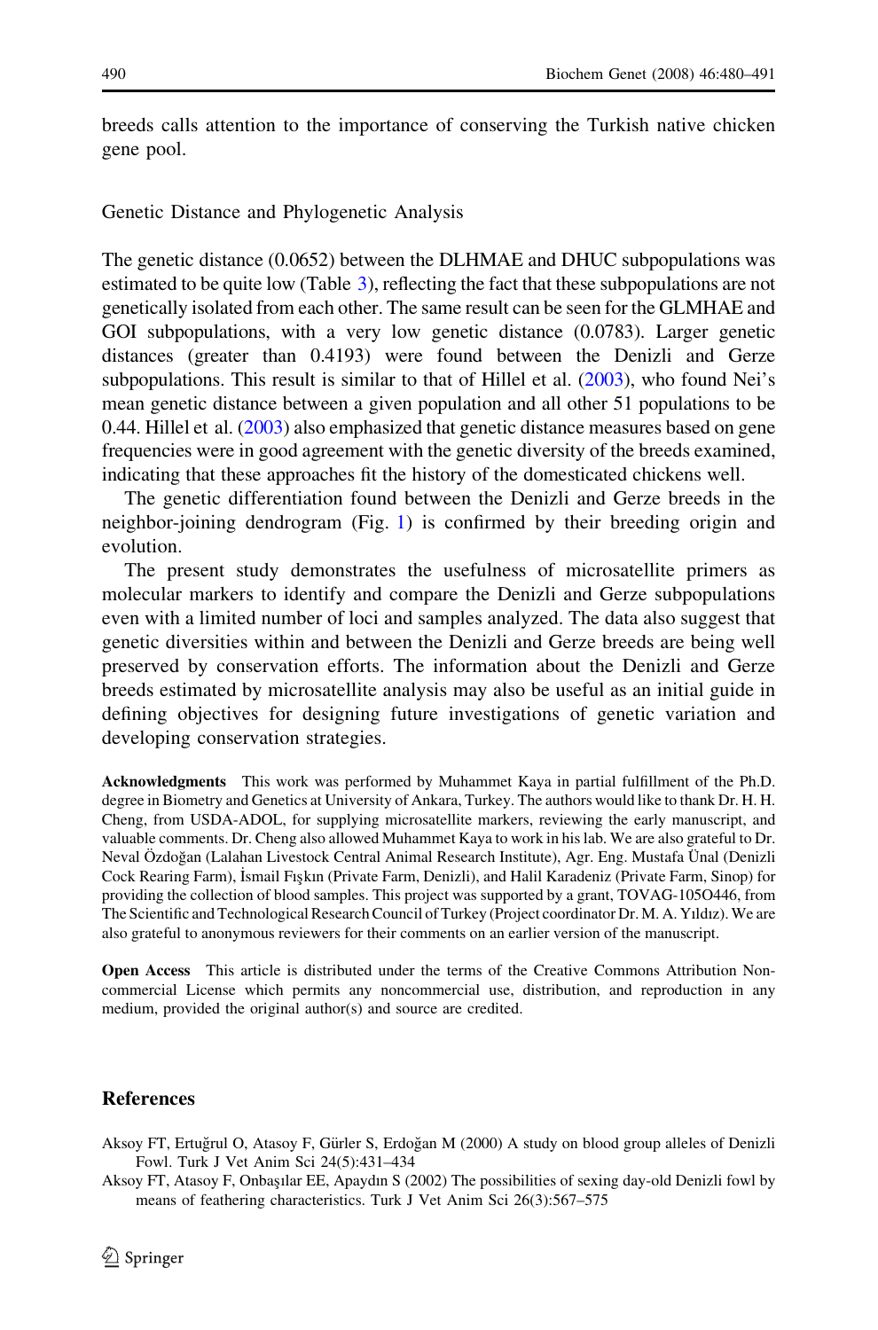breeds calls attention to the importance of conserving the Turkish native chicken gene pool.

### Genetic Distance and Phylogenetic Analysis

The genetic distance (0.0652) between the DLHMAE and DHUC subpopulations was estimated to be quite low (Table 3), reflecting the fact that these subpopulations are not genetically isolated from each other. The same result can be seen for the GLMHAE and GOI subpopulations, with a very low genetic distance (0.0783). Larger genetic distances (greater than 0.4193) were found between the Denizli and Gerze subpopulations. This result is similar to that of Hillel et al. (2003), who found Nei's mean genetic distance between a given population and all other 51 populations to be 0.44. Hillel et al. (2003) also emphasized that genetic distance measures based on gene frequencies were in good agreement with the genetic diversity of the breeds examined, indicating that these approaches fit the history of the domesticated chickens well.

The genetic differentiation found between the Denizli and Gerze breeds in the neighbor-joining dendrogram (Fig. 1) is confirmed by their breeding origin and evolution.

The present study demonstrates the usefulness of microsatellite primers as molecular markers to identify and compare the Denizli and Gerze subpopulations even with a limited number of loci and samples analyzed. The data also suggest that genetic diversities within and between the Denizli and Gerze breeds are being well preserved by conservation efforts. The information about the Denizli and Gerze breeds estimated by microsatellite analysis may also be useful as an initial guide in defining objectives for designing future investigations of genetic variation and developing conservation strategies.

**Acknowledgments** This work was performed by Muhammet Kaya in partial fulfillment of the Ph.D. degree in Biometry and Genetics at University of Ankara, Turkey. The authors would like to thank Dr. H. H. Cheng, from USDA-ADOL, for supplying microsatellite markers, reviewing the early manuscript, and valuable comments. Dr. Cheng also allowed Muhammet Kaya to work in his lab. We are also grateful to Dr. Neval Özdoğan (Lalahan Livestock Central Animal Research Institute), Agr. Eng. Mustafa Ünal (Denizli Cock Rearing Farm), İsmail Fışkın (Private Farm, Denizli), and Halil Karadeniz (Private Farm, Sinop) for providing the collection of blood samples. This project was supported by a grant, TOVAG-105O446, from The Scientific and Technological Research Council of Turkey (Project coordinator Dr. M. A. Yıldız). We are also grateful to anonymous reviewers for their comments on an earlier version of the manuscript.

**Open Access** This article is distributed under the terms of the Creative Commons Attribution Noncommercial License which permits any noncommercial use, distribution, and reproduction in any medium, provided the original author(s) and source are credited.

## References

Aksoy FT, Ertuğrul O, Atasoy F, Gürler S, Erdoğan M (2000) A study on blood group alleles of Denizli Fowl. Turk J Vet Anim Sci 24(5):431–434

Aksoy FT, Atasoy F, Onbaşılar EE, Apaydın S (2002) The possibilities of sexing day-old Denizli fowl by means of feathering characteristics. Turk J Vet Anim Sci 26(3):567–575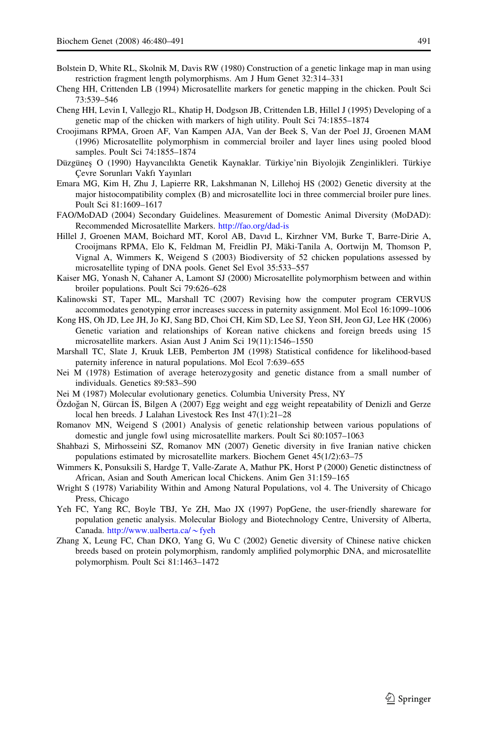Bolstein D, White RL, Skolnik M, Davis RW (1980) Construction of a genetic linkage map in man using restriction fragment length polymorphisms. Am J Hum Genet 32:314–331

Cheng HH, Crittenden LB (1994) Microsatellite markers for genetic mapping in the chicken. Poult Sci 73:539–546

Cheng HH, Levin I, Vallegjo RL, Khatip H, Dodgson JB, Crittenden LB, Hillel J (1995) Developing of a genetic map of the chicken with markers of high utility. Poult Sci 74:1855–1874

Croojimans RPMA, Groen AF, Van Kampen AJA, Van der Beek S, Van der Poel JJ, Groenen MAM (1996) Microsatellite polymorphism in commercial broiler and layer lines using pooled blood samples. Poult Sci 74:1855–1874

Düzgüneş O (1990) Hayvancılıkta Genetik Kaynaklar. Türkiye'nin Biyolojik Zenginlikleri. Türkiye Çevre Sorunları Vakfı Yayınları

Emara MG, Kim H, Zhu J, Lapierre RR, Lakshmanan N, Lillehoj HS (2002) Genetic diversity at the major histocompatibility complex (B) and microsatellite loci in three commercial broiler pure lines. Poult Sci 81:1609–1617

FAO/MoDAD (2004) Secondary Guidelines. Measurement of Domestic Animal Diversity (MoDAD): Recommended Microsatellite Markers. http://fao.org/dad-is

Hillel J, Groenen MAM, Boichard MT, Korol AB, Davıd L, Kirzhner VM, Burke T, Barre-Dirie A, Crooijmans RPMA, Elo K, Feldman M, Freidlin PJ, Mäki-Tanila A, Oortwijn M, Thomson P, Vignal A, Wimmers K, Weigend S (2003) Biodiversity of 52 chicken populations assessed by microsatellite typing of DNA pools. Genet Sel Evol 35:533–557

Kaiser MG, Yonash N, Cahaner A, Lamont SJ (2000) Microsatellite polymorphism between and within broiler populations. Poult Sci 79:626–628

Kalinowski ST, Taper ML, Marshall TC (2007) Revising how the computer program CERVUS accommodates genotyping error increases success in paternity assignment. Mol Ecol 16:1099–1006

Kong HS, Oh JD, Lee JH, Jo KJ, Sang BD, Choi CH, Kim SD, Lee SJ, Yeon SH, Jeon GJ, Lee HK (2006) Genetic variation and relationships of Korean native chickens and foreign breeds using 15 microsatellite markers. Asian Aust J Anim Sci 19(11):1546–1550

Marshall TC, Slate J, Kruuk LEB, Pemberton JM (1998) Statistical confidence for likelihood-based paternity inference in natural populations. Mol Ecol 7:639–655

Nei M (1978) Estimation of average heterozygosity and genetic distance from a small number of individuals. Genetics 89:583–590

Nei M (1987) Molecular evolutionary genetics. Columbia University Press, NY

Özdoğan N, Gürcan İS, Bilgen A (2007) Egg weight and egg weight repeatability of Denizli and Gerze local hen breeds. J Lalahan Livestock Res Inst 47(1):21–28

Romanov MN, Weigend S (2001) Analysis of genetic relationship between various populations of domestic and jungle fowl using microsatellite markers. Poult Sci 80:1057–1063

Shahbazi S, Mirhosseini SZ, Romanov MN (2007) Genetic diversity in five Iranian native chicken populations estimated by microsatellite markers. Biochem Genet 45(1/2):63–75

Wimmers K, Ponsuksili S, Hardge T, Valle-Zarate A, Mathur PK, Horst P (2000) Genetic distinctness of African, Asian and South American local Chickens. Anim Gen 31:159–165

Wright S (1978) Variability Within and Among Natural Populations, vol 4. The University of Chicago Press, Chicago

Yeh FC, Yang RC, Boyle TBJ, Ye ZH, Mao JX (1997) PopGene, the user-friendly shareware for population genetic analysis. Molecular Biology and Biotechnology Centre, University of Alberta, Canada. http://www.ualberta.ca/~fyeh

Zhang X, Leung FC, Chan DKO, Yang G, Wu C (2002) Genetic diversity of Chinese native chicken breeds based on protein polymorphism, randomly amplified polymorphic DNA, and microsatellite polymorphism. Poult Sci 81:1463–1472